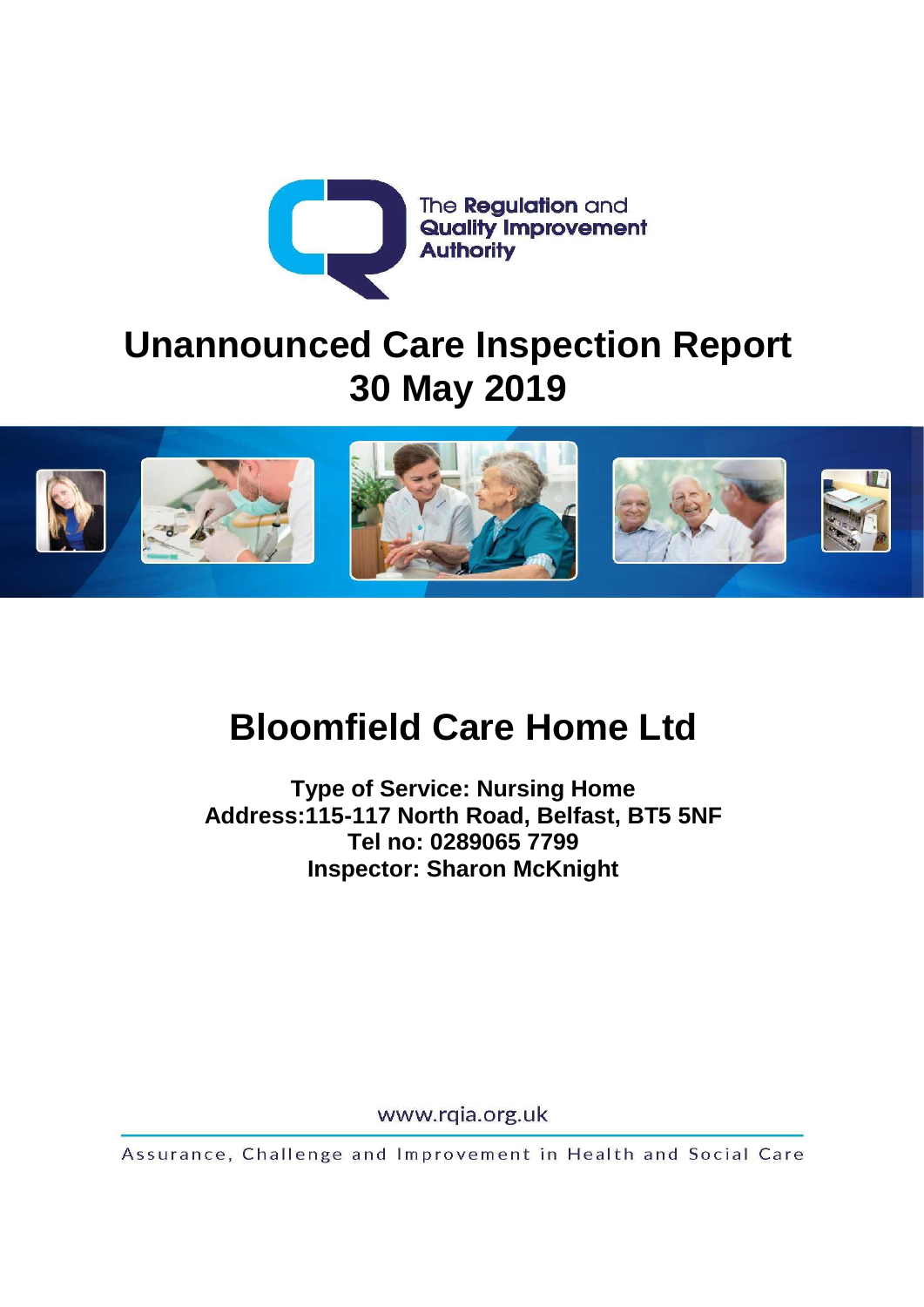The Regulation and Quality Improvement Authority

# Unannounced Care Inspection Report
# 30 May 2019

## Bloomfield Care Home Ltd

**Type of Service: Nursing Home**
**Address:115-117 North Road, Belfast, BT5 5NF**
**Tel no: 0289065 7799**
**Inspector: Sharon McKnight**

www.rqia.org.uk

Assurance, Challenge and Improvement in Health and Social Care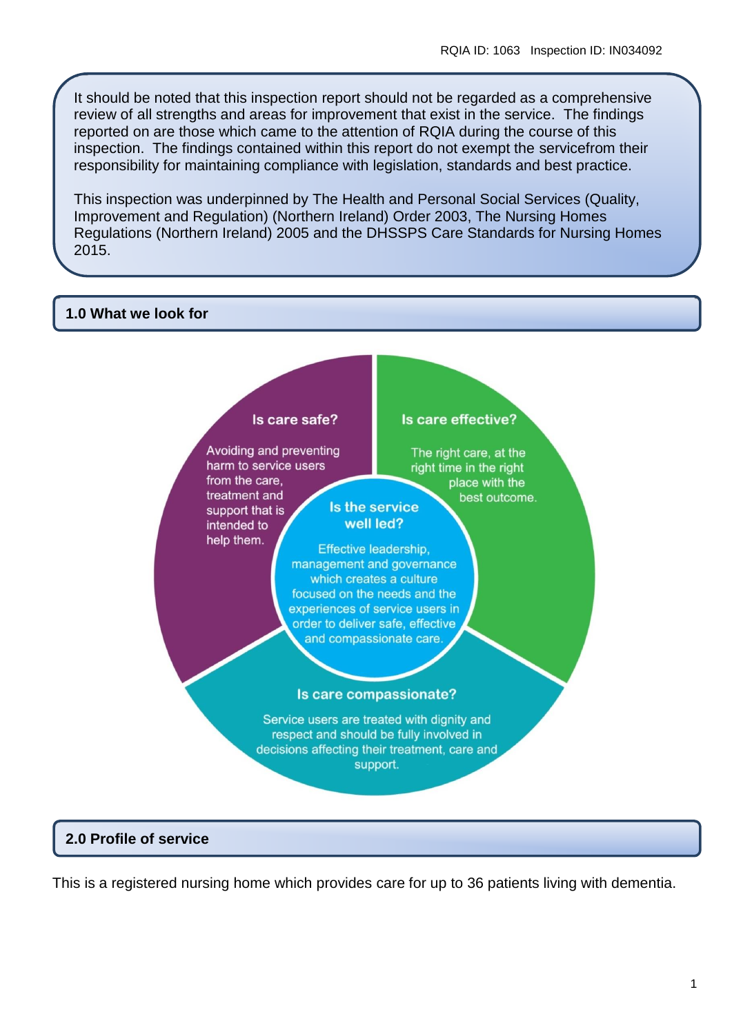It should be noted that this inspection report should not be regarded as a comprehensive review of all strengths and areas for improvement that exist in the service. The findings reported on are those which came to the attention of RQIA during the course of this inspection. The findings contained within this report do not exempt the servicefrom their responsibility for maintaining compliance with legislation, standards and best practice.

This inspection was underpinned by The Health and Personal Social Services (Quality, Improvement and Regulation) (Northern Ireland) Order 2003, The Nursing Homes Regulations (Northern Ireland) 2005 and the DHSSPS Care Standards for Nursing Homes 2015.

## 1.0 What we look for

**Is care safe?**

Avoiding and preventing harm to service users from the care, treatment and support that is intended to help them.

**Is care effective?**

The right care, at the right time in the right place with the best outcome.

**Is the service well led?**

Effective leadership, management and governance which creates a culture focused on the needs and the experiences of service users in order to deliver safe, effective and compassionate care.

**Is care compassionate?**

Service users are treated with dignity and respect and should be fully involved in decisions affecting their treatment, care and support.

## 2.0 Profile of service

This is a registered nursing home which provides care for up to 36 patients living with dementia.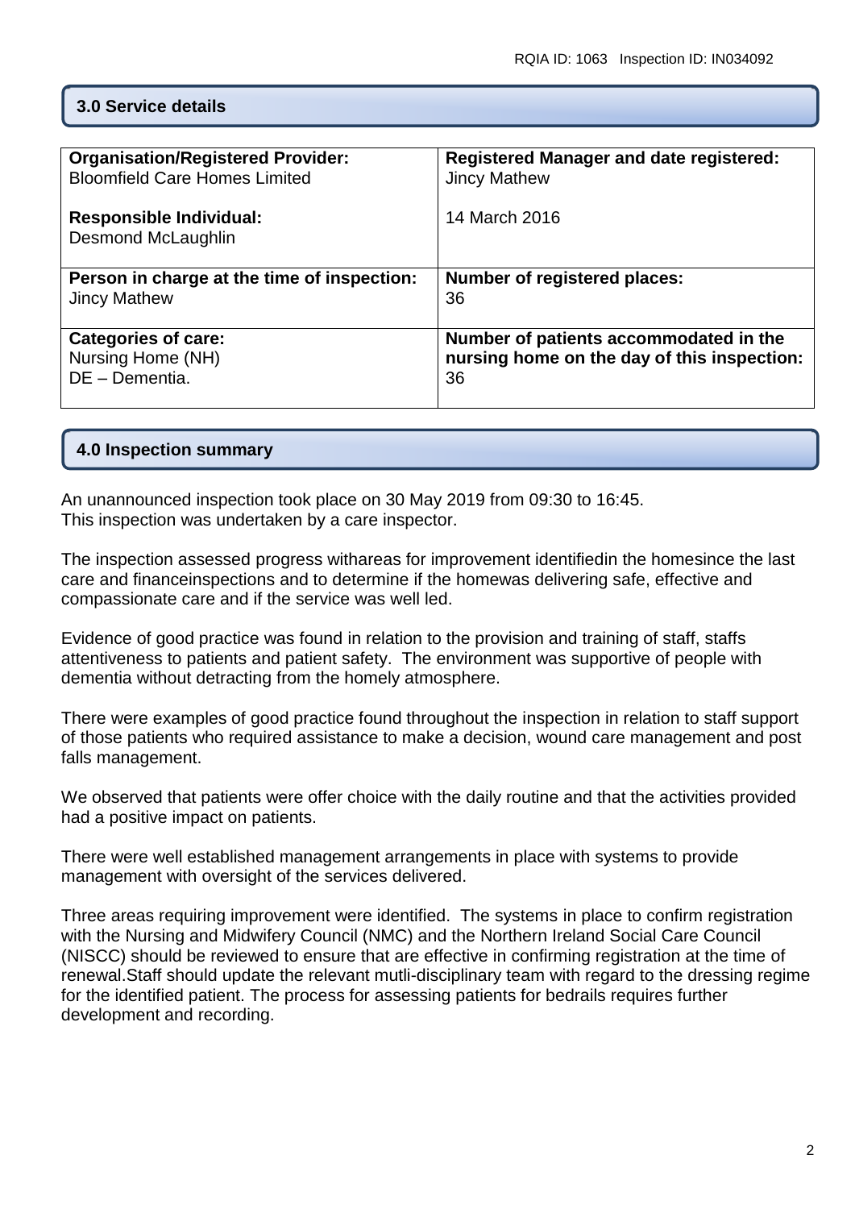## 3.0 Service details

| **Organisation/Registered Provider:**<br>Bloomfield Care Homes Limited<br><br>**Responsible Individual:**<br>Desmond McLaughlin | **Registered Manager and date registered:**<br>Jincy Mathew<br><br>14 March 2016 |
|---|---|
| **Person in charge at the time of inspection:**<br>Jincy Mathew | **Number of registered places:**<br>36 |
| **Categories of care:**<br>Nursing Home (NH)<br>DE – Dementia. | **Number of patients accommodated in the nursing home on the day of this inspection:**<br>36 |

## 4.0 Inspection summary

An unannounced inspection took place on 30 May 2019 from 09:30 to 16:45.
This inspection was undertaken by a care inspector.

The inspection assessed progress withareas for improvement identifiedin the homesince the last care and financeinspections and to determine if the homewas delivering safe, effective and compassionate care and if the service was well led.

Evidence of good practice was found in relation to the provision and training of staff, staffs attentiveness to patients and patient safety. The environment was supportive of people with dementia without detracting from the homely atmosphere.

There were examples of good practice found throughout the inspection in relation to staff support of those patients who required assistance to make a decision, wound care management and post falls management.

We observed that patients were offer choice with the daily routine and that the activities provided had a positive impact on patients.

There were well established management arrangements in place with systems to provide management with oversight of the services delivered.

Three areas requiring improvement were identified. The systems in place to confirm registration with the Nursing and Midwifery Council (NMC) and the Northern Ireland Social Care Council (NISCC) should be reviewed to ensure that are effective in confirming registration at the time of renewal.Staff should update the relevant mutli-disciplinary team with regard to the dressing regime for the identified patient. The process for assessing patients for bedrails requires further development and recording.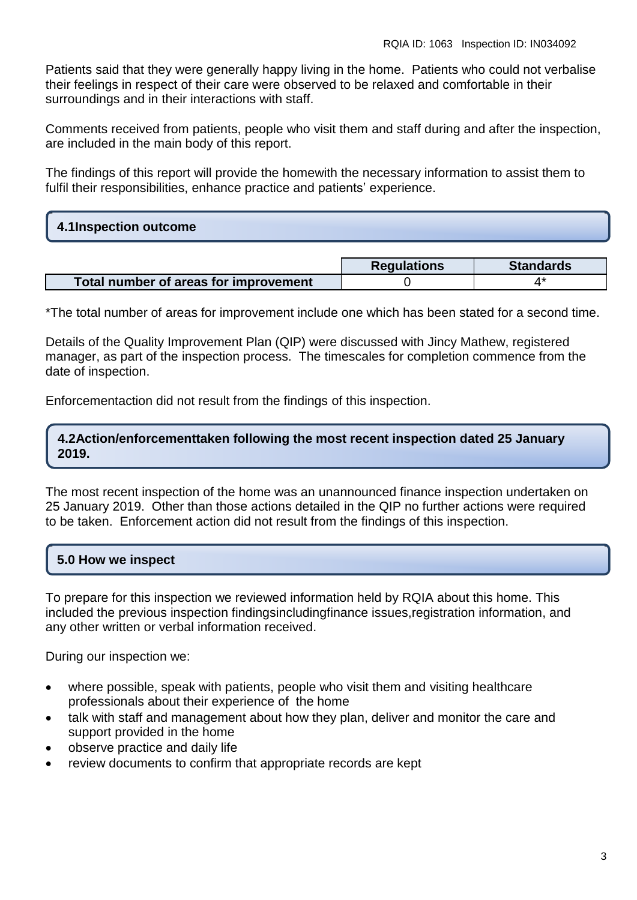Patients said that they were generally happy living in the home. Patients who could not verbalise their feelings in respect of their care were observed to be relaxed and comfortable in their surroundings and in their interactions with staff.

Comments received from patients, people who visit them and staff during and after the inspection, are included in the main body of this report.

The findings of this report will provide the homewith the necessary information to assist them to fulfil their responsibilities, enhance practice and patients' experience.

## 4.1Inspection outcome

| | Regulations | Standards |
|---|---|---|
| **Total number of areas for improvement** | 0 | 4* |

*The total number of areas for improvement include one which has been stated for a second time.

Details of the Quality Improvement Plan (QIP) were discussed with Jincy Mathew, registered manager, as part of the inspection process. The timescales for completion commence from the date of inspection.

Enforcementaction did not result from the findings of this inspection.

## 4.2Action/enforcementtaken following the most recent inspection dated 25 January 2019.

The most recent inspection of the home was an unannounced finance inspection undertaken on 25 January 2019. Other than those actions detailed in the QIP no further actions were required to be taken. Enforcement action did not result from the findings of this inspection.

## 5.0 How we inspect

To prepare for this inspection we reviewed information held by RQIA about this home. This included the previous inspection findingsincludingfinance issues,registration information, and any other written or verbal information received.

During our inspection we:

- where possible, speak with patients, people who visit them and visiting healthcare professionals about their experience of the home
- talk with staff and management about how they plan, deliver and monitor the care and support provided in the home
- observe practice and daily life
- review documents to confirm that appropriate records are kept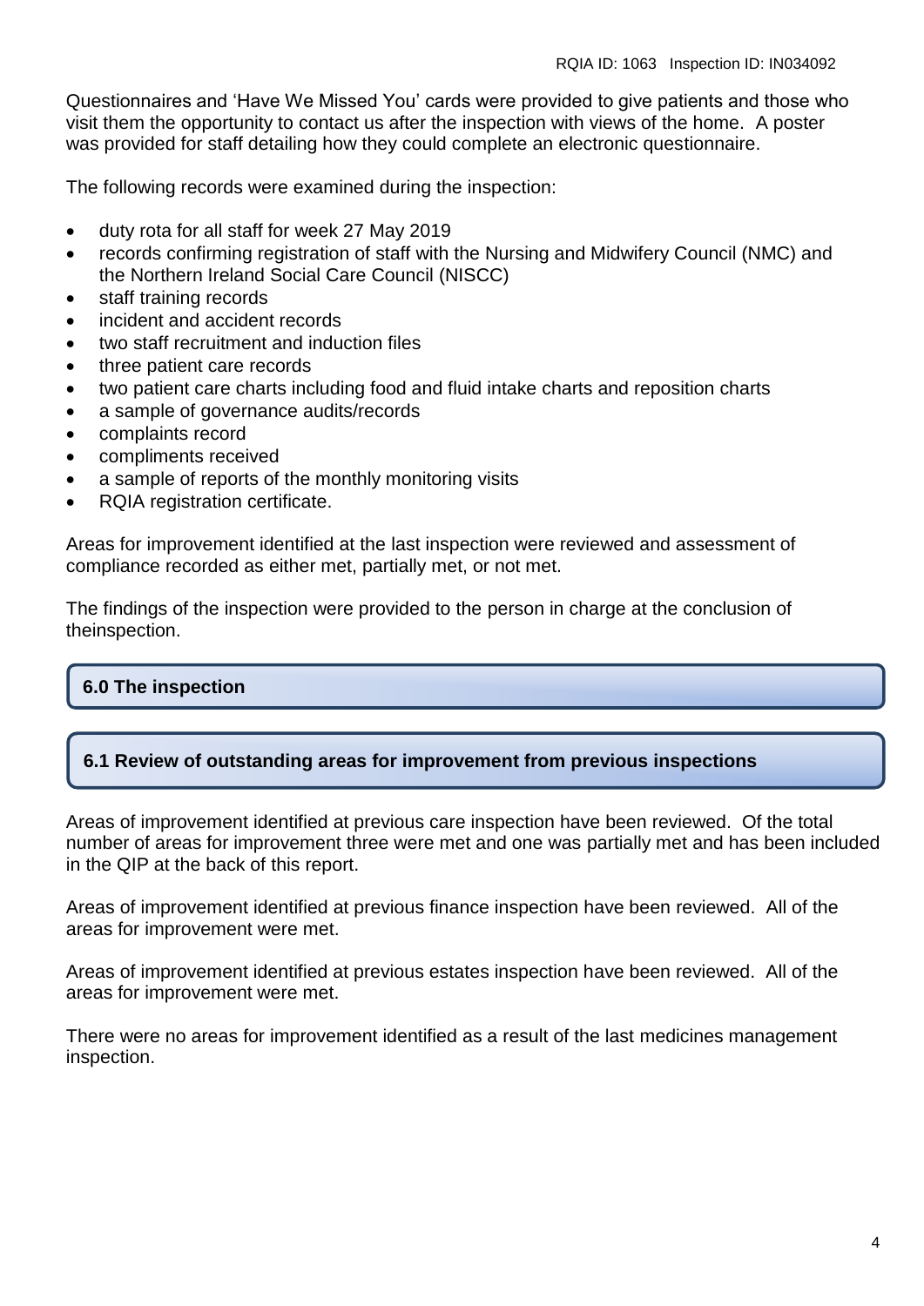Questionnaires and 'Have We Missed You' cards were provided to give patients and those who visit them the opportunity to contact us after the inspection with views of the home. A poster was provided for staff detailing how they could complete an electronic questionnaire.

The following records were examined during the inspection:

- duty rota for all staff for week 27 May 2019
- records confirming registration of staff with the Nursing and Midwifery Council (NMC) and the Northern Ireland Social Care Council (NISCC)
- staff training records
- incident and accident records
- two staff recruitment and induction files
- three patient care records
- two patient care charts including food and fluid intake charts and reposition charts
- a sample of governance audits/records
- complaints record
- compliments received
- a sample of reports of the monthly monitoring visits
- RQIA registration certificate.

Areas for improvement identified at the last inspection were reviewed and assessment of compliance recorded as either met, partially met, or not met.

The findings of the inspection were provided to the person in charge at the conclusion of theinspection.

## 6.0 The inspection

### 6.1 Review of outstanding areas for improvement from previous inspections

Areas of improvement identified at previous care inspection have been reviewed. Of the total number of areas for improvement three were met and one was partially met and has been included in the QIP at the back of this report.

Areas of improvement identified at previous finance inspection have been reviewed. All of the areas for improvement were met.

Areas of improvement identified at previous estates inspection have been reviewed. All of the areas for improvement were met.

There were no areas for improvement identified as a result of the last medicines management inspection.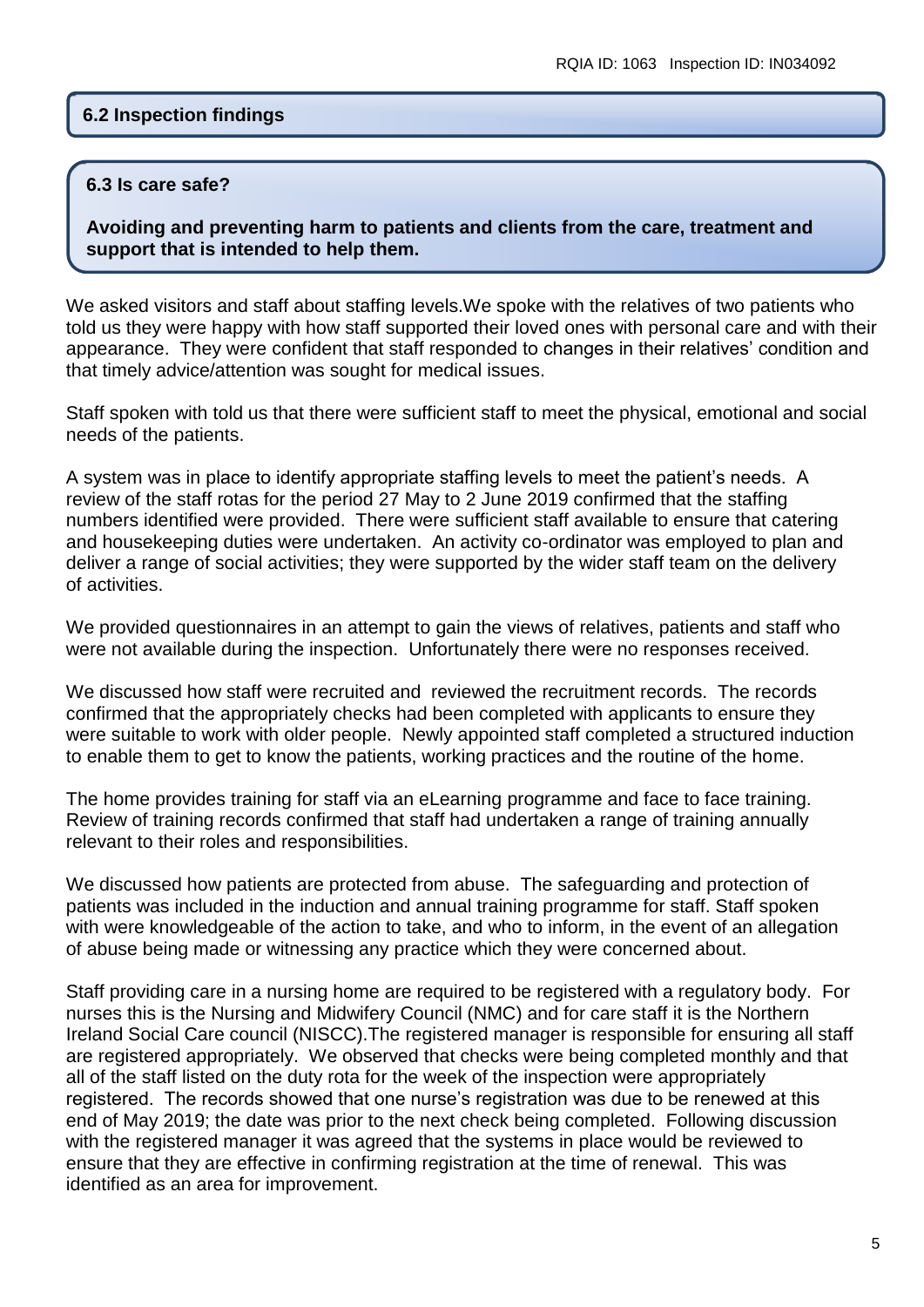## 6.2 Inspection findings

## 6.3 Is care safe?

**Avoiding and preventing harm to patients and clients from the care, treatment and support that is intended to help them.**

We asked visitors and staff about staffing levels.We spoke with the relatives of two patients who told us they were happy with how staff supported their loved ones with personal care and with their appearance. They were confident that staff responded to changes in their relatives' condition and that timely advice/attention was sought for medical issues.

Staff spoken with told us that there were sufficient staff to meet the physical, emotional and social needs of the patients.

A system was in place to identify appropriate staffing levels to meet the patient's needs. A review of the staff rotas for the period 27 May to 2 June 2019 confirmed that the staffing numbers identified were provided. There were sufficient staff available to ensure that catering and housekeeping duties were undertaken. An activity co-ordinator was employed to plan and deliver a range of social activities; they were supported by the wider staff team on the delivery of activities.

We provided questionnaires in an attempt to gain the views of relatives, patients and staff who were not available during the inspection. Unfortunately there were no responses received.

We discussed how staff were recruited and reviewed the recruitment records. The records confirmed that the appropriately checks had been completed with applicants to ensure they were suitable to work with older people. Newly appointed staff completed a structured induction to enable them to get to know the patients, working practices and the routine of the home.

The home provides training for staff via an eLearning programme and face to face training. Review of training records confirmed that staff had undertaken a range of training annually relevant to their roles and responsibilities.

We discussed how patients are protected from abuse. The safeguarding and protection of patients was included in the induction and annual training programme for staff. Staff spoken with were knowledgeable of the action to take, and who to inform, in the event of an allegation of abuse being made or witnessing any practice which they were concerned about.

Staff providing care in a nursing home are required to be registered with a regulatory body. For nurses this is the Nursing and Midwifery Council (NMC) and for care staff it is the Northern Ireland Social Care council (NISCC).The registered manager is responsible for ensuring all staff are registered appropriately. We observed that checks were being completed monthly and that all of the staff listed on the duty rota for the week of the inspection were appropriately registered. The records showed that one nurse's registration was due to be renewed at this end of May 2019; the date was prior to the next check being completed. Following discussion with the registered manager it was agreed that the systems in place would be reviewed to ensure that they are effective in confirming registration at the time of renewal. This was identified as an area for improvement.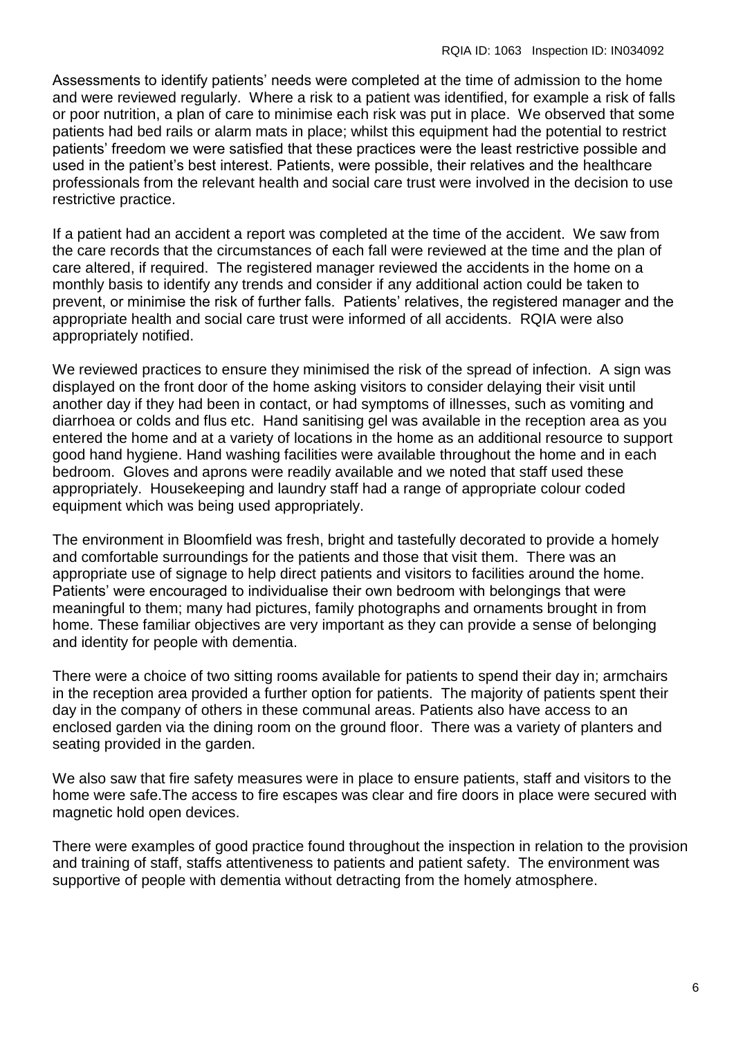Assessments to identify patients' needs were completed at the time of admission to the home and were reviewed regularly. Where a risk to a patient was identified, for example a risk of falls or poor nutrition, a plan of care to minimise each risk was put in place. We observed that some patients had bed rails or alarm mats in place; whilst this equipment had the potential to restrict patients' freedom we were satisfied that these practices were the least restrictive possible and used in the patient's best interest. Patients, were possible, their relatives and the healthcare professionals from the relevant health and social care trust were involved in the decision to use restrictive practice.

If a patient had an accident a report was completed at the time of the accident. We saw from the care records that the circumstances of each fall were reviewed at the time and the plan of care altered, if required. The registered manager reviewed the accidents in the home on a monthly basis to identify any trends and consider if any additional action could be taken to prevent, or minimise the risk of further falls. Patients' relatives, the registered manager and the appropriate health and social care trust were informed of all accidents. RQIA were also appropriately notified.

We reviewed practices to ensure they minimised the risk of the spread of infection. A sign was displayed on the front door of the home asking visitors to consider delaying their visit until another day if they had been in contact, or had symptoms of illnesses, such as vomiting and diarrhoea or colds and flus etc. Hand sanitising gel was available in the reception area as you entered the home and at a variety of locations in the home as an additional resource to support good hand hygiene. Hand washing facilities were available throughout the home and in each bedroom. Gloves and aprons were readily available and we noted that staff used these appropriately. Housekeeping and laundry staff had a range of appropriate colour coded equipment which was being used appropriately.

The environment in Bloomfield was fresh, bright and tastefully decorated to provide a homely and comfortable surroundings for the patients and those that visit them. There was an appropriate use of signage to help direct patients and visitors to facilities around the home. Patients' were encouraged to individualise their own bedroom with belongings that were meaningful to them; many had pictures, family photographs and ornaments brought in from home. These familiar objectives are very important as they can provide a sense of belonging and identity for people with dementia.

There were a choice of two sitting rooms available for patients to spend their day in; armchairs in the reception area provided a further option for patients. The majority of patients spent their day in the company of others in these communal areas. Patients also have access to an enclosed garden via the dining room on the ground floor. There was a variety of planters and seating provided in the garden.

We also saw that fire safety measures were in place to ensure patients, staff and visitors to the home were safe.The access to fire escapes was clear and fire doors in place were secured with magnetic hold open devices.

There were examples of good practice found throughout the inspection in relation to the provision and training of staff, staffs attentiveness to patients and patient safety. The environment was supportive of people with dementia without detracting from the homely atmosphere.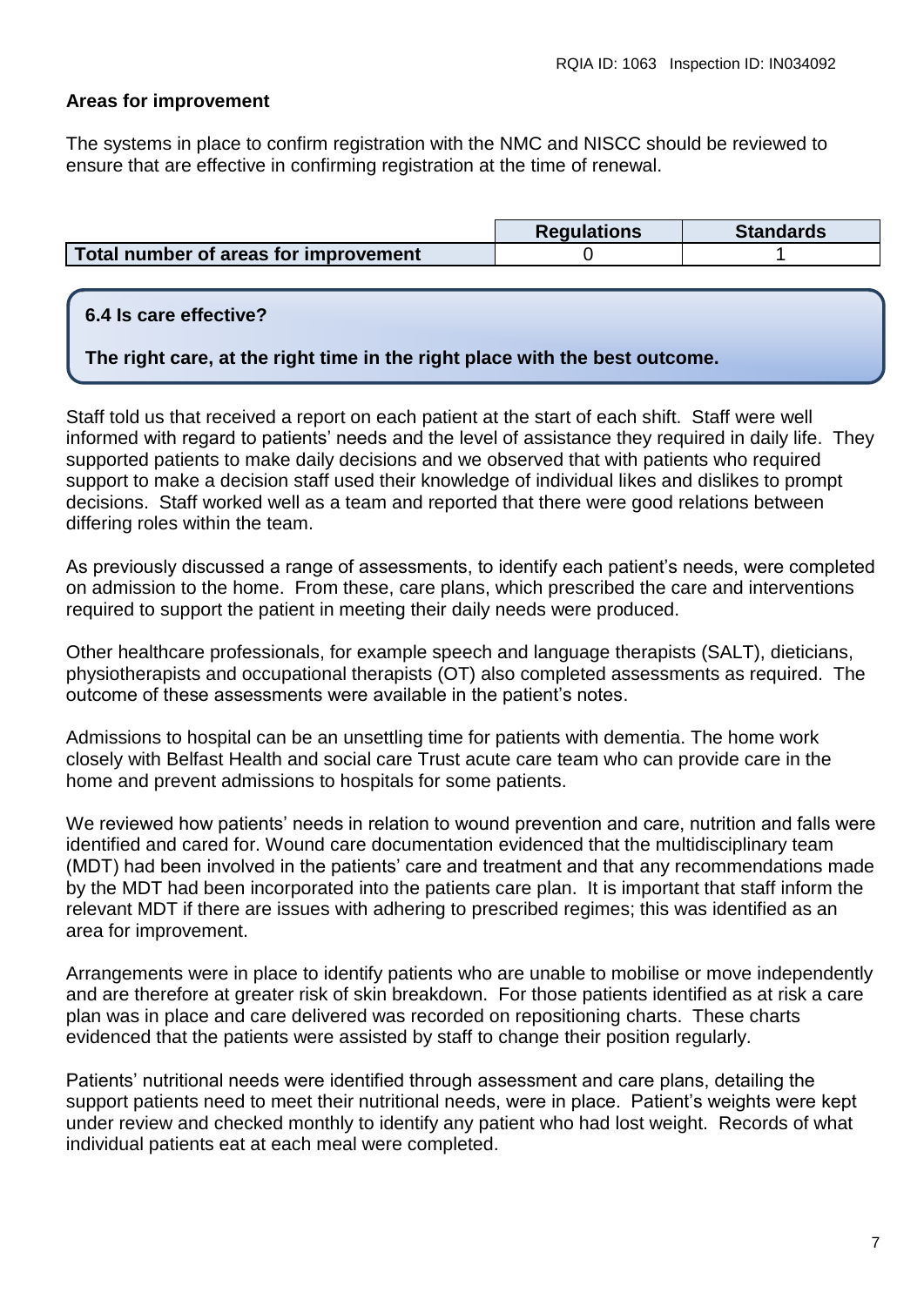**Areas for improvement**

The systems in place to confirm registration with the NMC and NISCC should be reviewed to ensure that are effective in confirming registration at the time of renewal.

| | Regulations | Standards |
|---|---|---|
| **Total number of areas for improvement** | 0 | 1 |

**6.4 Is care effective?**

**The right care, at the right time in the right place with the best outcome.**

Staff told us that received a report on each patient at the start of each shift. Staff were well informed with regard to patients' needs and the level of assistance they required in daily life. They supported patients to make daily decisions and we observed that with patients who required support to make a decision staff used their knowledge of individual likes and dislikes to prompt decisions. Staff worked well as a team and reported that there were good relations between differing roles within the team.

As previously discussed a range of assessments, to identify each patient's needs, were completed on admission to the home. From these, care plans, which prescribed the care and interventions required to support the patient in meeting their daily needs were produced.

Other healthcare professionals, for example speech and language therapists (SALT), dieticians, physiotherapists and occupational therapists (OT) also completed assessments as required. The outcome of these assessments were available in the patient's notes.

Admissions to hospital can be an unsettling time for patients with dementia. The home work closely with Belfast Health and social care Trust acute care team who can provide care in the home and prevent admissions to hospitals for some patients.

We reviewed how patients' needs in relation to wound prevention and care, nutrition and falls were identified and cared for. Wound care documentation evidenced that the multidisciplinary team (MDT) had been involved in the patients' care and treatment and that any recommendations made by the MDT had been incorporated into the patients care plan. It is important that staff inform the relevant MDT if there are issues with adhering to prescribed regimes; this was identified as an area for improvement.

Arrangements were in place to identify patients who are unable to mobilise or move independently and are therefore at greater risk of skin breakdown. For those patients identified as at risk a care plan was in place and care delivered was recorded on repositioning charts. These charts evidenced that the patients were assisted by staff to change their position regularly.

Patients' nutritional needs were identified through assessment and care plans, detailing the support patients need to meet their nutritional needs, were in place. Patient's weights were kept under review and checked monthly to identify any patient who had lost weight. Records of what individual patients eat at each meal were completed.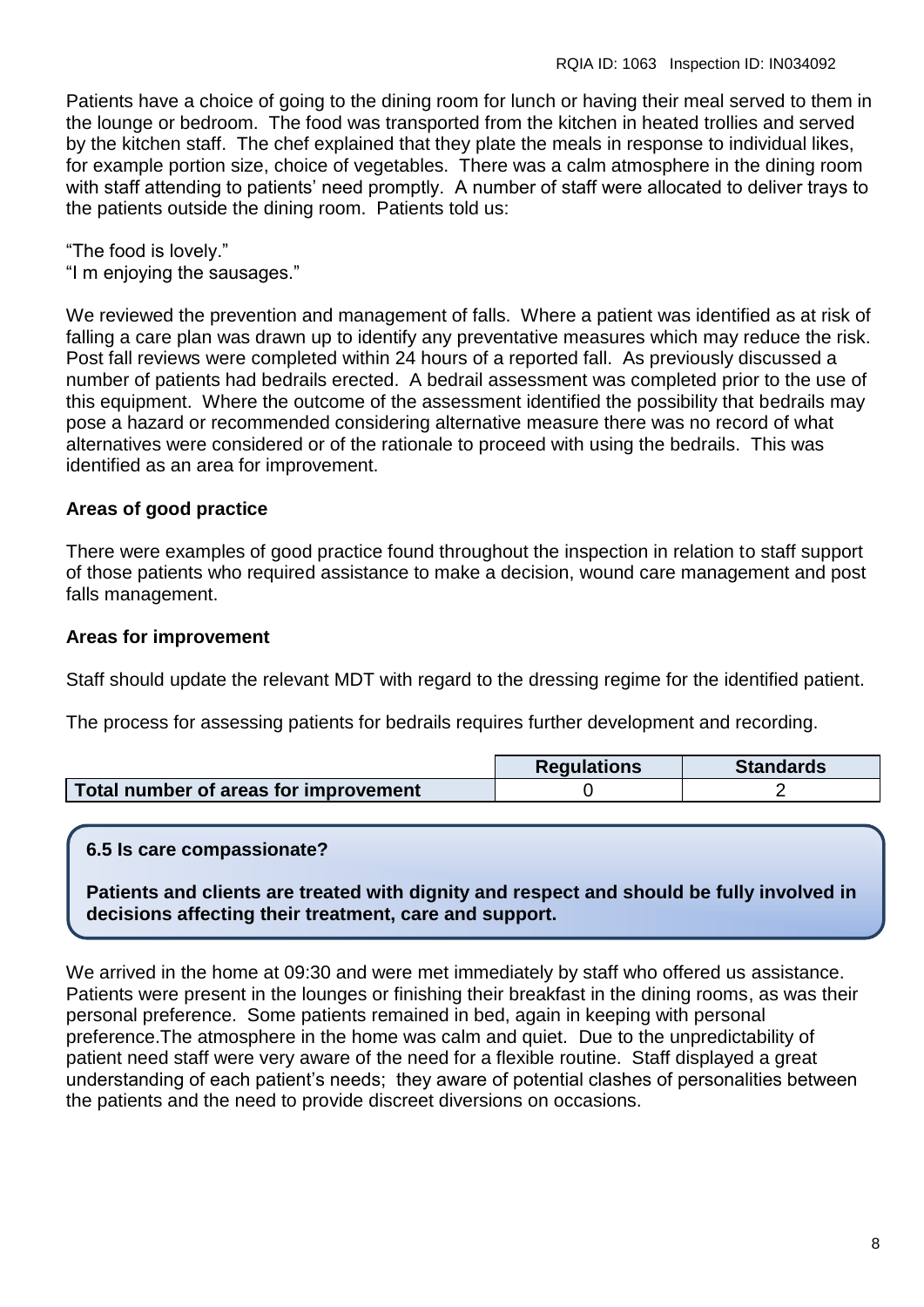Patients have a choice of going to the dining room for lunch or having their meal served to them in the lounge or bedroom. The food was transported from the kitchen in heated trollies and served by the kitchen staff. The chef explained that they plate the meals in response to individual likes, for example portion size, choice of vegetables. There was a calm atmosphere in the dining room with staff attending to patients' need promptly. A number of staff were allocated to deliver trays to the patients outside the dining room. Patients told us:

"The food is lovely."
"I m enjoying the sausages."

We reviewed the prevention and management of falls. Where a patient was identified as at risk of falling a care plan was drawn up to identify any preventative measures which may reduce the risk. Post fall reviews were completed within 24 hours of a reported fall. As previously discussed a number of patients had bedrails erected. A bedrail assessment was completed prior to the use of this equipment. Where the outcome of the assessment identified the possibility that bedrails may pose a hazard or recommended considering alternative measure there was no record of what alternatives were considered or of the rationale to proceed with using the bedrails. This was identified as an area for improvement.

**Areas of good practice**

There were examples of good practice found throughout the inspection in relation to staff support of those patients who required assistance to make a decision, wound care management and post falls management.

**Areas for improvement**

Staff should update the relevant MDT with regard to the dressing regime for the identified patient.

The process for assessing patients for bedrails requires further development and recording.

| | Regulations | Standards |
|---|---|---|
| **Total number of areas for improvement** | 0 | 2 |

**6.5 Is care compassionate?**

**Patients and clients are treated with dignity and respect and should be fully involved in decisions affecting their treatment, care and support.**

We arrived in the home at 09:30 and were met immediately by staff who offered us assistance. Patients were present in the lounges or finishing their breakfast in the dining rooms, as was their personal preference. Some patients remained in bed, again in keeping with personal preference.The atmosphere in the home was calm and quiet. Due to the unpredictability of patient need staff were very aware of the need for a flexible routine. Staff displayed a great understanding of each patient's needs; they aware of potential clashes of personalities between the patients and the need to provide discreet diversions on occasions.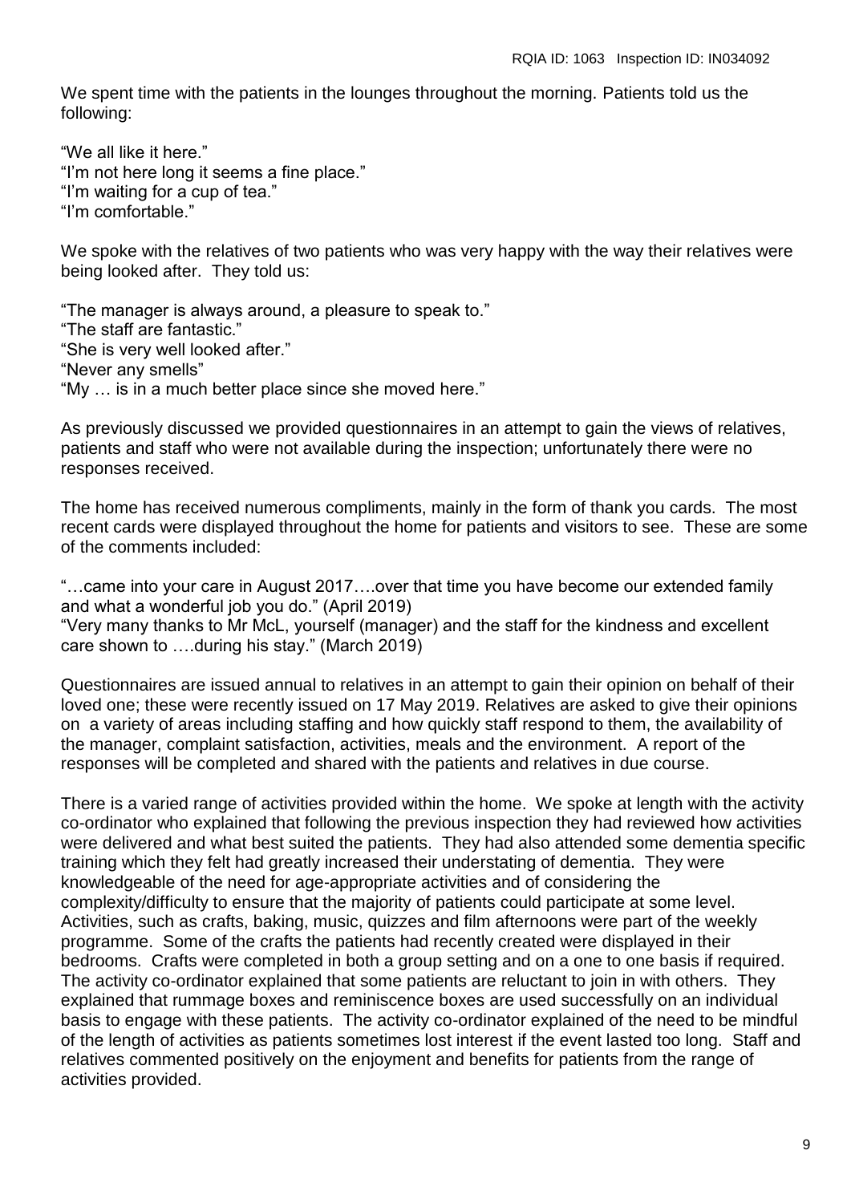We spent time with the patients in the lounges throughout the morning. Patients told us the following:

"We all like it here."
"I'm not here long it seems a fine place."
"I'm waiting for a cup of tea."
"I'm comfortable."

We spoke with the relatives of two patients who was very happy with the way their relatives were being looked after. They told us:

"The manager is always around, a pleasure to speak to."
"The staff are fantastic."
"She is very well looked after."
"Never any smells"
"My … is in a much better place since she moved here."

As previously discussed we provided questionnaires in an attempt to gain the views of relatives, patients and staff who were not available during the inspection; unfortunately there were no responses received.

The home has received numerous compliments, mainly in the form of thank you cards. The most recent cards were displayed throughout the home for patients and visitors to see. These are some of the comments included:

"…came into your care in August 2017….over that time you have become our extended family and what a wonderful job you do." (April 2019)
"Very many thanks to Mr McL, yourself (manager) and the staff for the kindness and excellent care shown to ….during his stay." (March 2019)

Questionnaires are issued annual to relatives in an attempt to gain their opinion on behalf of their loved one; these were recently issued on 17 May 2019. Relatives are asked to give their opinions on a variety of areas including staffing and how quickly staff respond to them, the availability of the manager, complaint satisfaction, activities, meals and the environment. A report of the responses will be completed and shared with the patients and relatives in due course.

There is a varied range of activities provided within the home. We spoke at length with the activity co-ordinator who explained that following the previous inspection they had reviewed how activities were delivered and what best suited the patients. They had also attended some dementia specific training which they felt had greatly increased their understating of dementia. They were knowledgeable of the need for age-appropriate activities and of considering the complexity/difficulty to ensure that the majority of patients could participate at some level. Activities, such as crafts, baking, music, quizzes and film afternoons were part of the weekly programme. Some of the crafts the patients had recently created were displayed in their bedrooms. Crafts were completed in both a group setting and on a one to one basis if required. The activity co-ordinator explained that some patients are reluctant to join in with others. They explained that rummage boxes and reminiscence boxes are used successfully on an individual basis to engage with these patients. The activity co-ordinator explained of the need to be mindful of the length of activities as patients sometimes lost interest if the event lasted too long. Staff and relatives commented positively on the enjoyment and benefits for patients from the range of activities provided.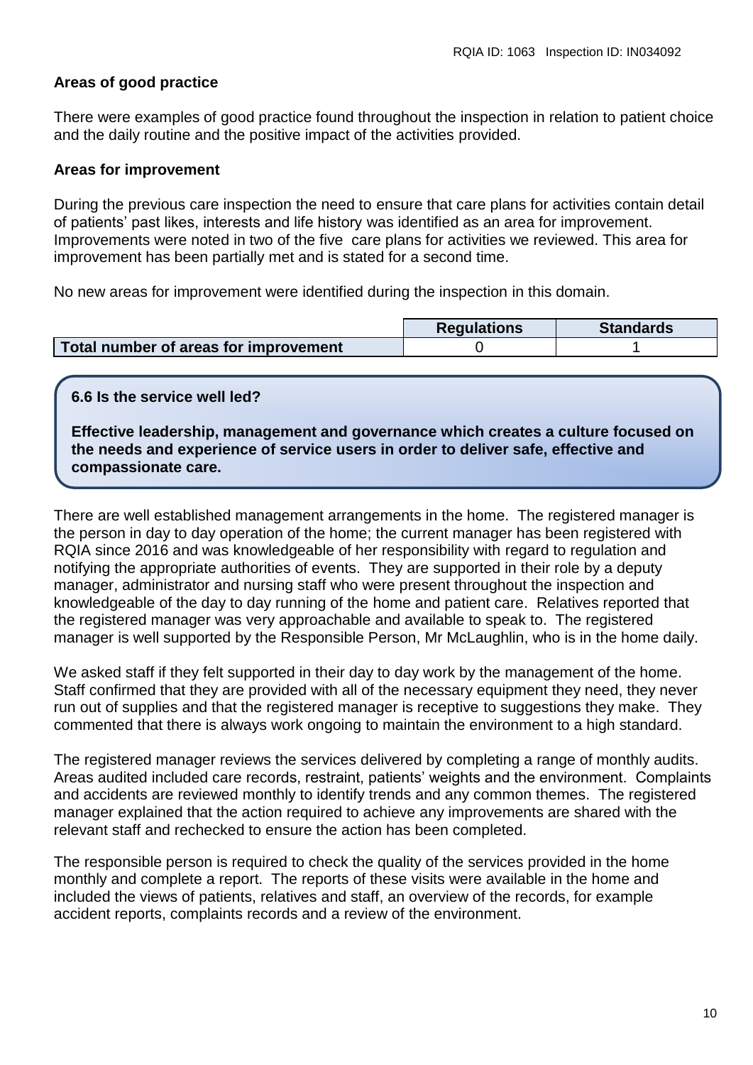**Areas of good practice**

There were examples of good practice found throughout the inspection in relation to patient choice and the daily routine and the positive impact of the activities provided.

**Areas for improvement**

During the previous care inspection the need to ensure that care plans for activities contain detail of patients' past likes, interests and life history was identified as an area for improvement. Improvements were noted in two of the five care plans for activities we reviewed. This area for improvement has been partially met and is stated for a second time.

No new areas for improvement were identified during the inspection in this domain.

| | Regulations | Standards |
|---|---|---|
| **Total number of areas for improvement** | 0 | 1 |

**6.6 Is the service well led?**

**Effective leadership, management and governance which creates a culture focused on the needs and experience of service users in order to deliver safe, effective and compassionate care.**

There are well established management arrangements in the home. The registered manager is the person in day to day operation of the home; the current manager has been registered with RQIA since 2016 and was knowledgeable of her responsibility with regard to regulation and notifying the appropriate authorities of events. They are supported in their role by a deputy manager, administrator and nursing staff who were present throughout the inspection and knowledgeable of the day to day running of the home and patient care. Relatives reported that the registered manager was very approachable and available to speak to. The registered manager is well supported by the Responsible Person, Mr McLaughlin, who is in the home daily.

We asked staff if they felt supported in their day to day work by the management of the home. Staff confirmed that they are provided with all of the necessary equipment they need, they never run out of supplies and that the registered manager is receptive to suggestions they make. They commented that there is always work ongoing to maintain the environment to a high standard.

The registered manager reviews the services delivered by completing a range of monthly audits. Areas audited included care records, restraint, patients' weights and the environment. Complaints and accidents are reviewed monthly to identify trends and any common themes. The registered manager explained that the action required to achieve any improvements are shared with the relevant staff and rechecked to ensure the action has been completed.

The responsible person is required to check the quality of the services provided in the home monthly and complete a report. The reports of these visits were available in the home and included the views of patients, relatives and staff, an overview of the records, for example accident reports, complaints records and a review of the environment.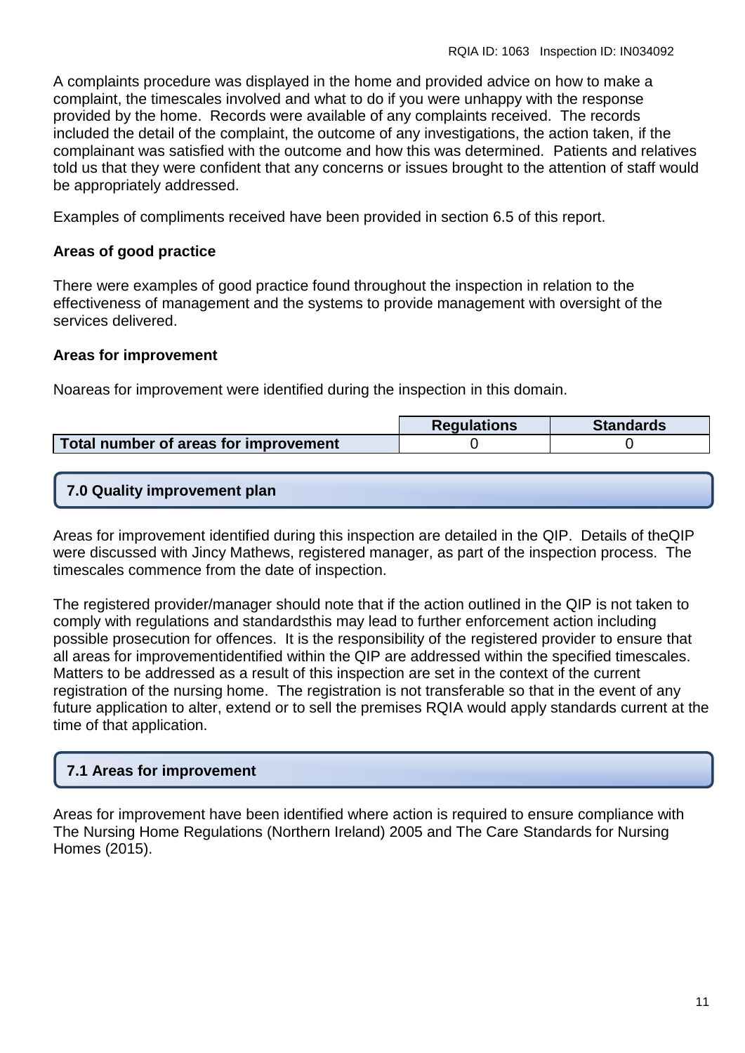A complaints procedure was displayed in the home and provided advice on how to make a complaint, the timescales involved and what to do if you were unhappy with the response provided by the home. Records were available of any complaints received. The records included the detail of the complaint, the outcome of any investigations, the action taken, if the complainant was satisfied with the outcome and how this was determined. Patients and relatives told us that they were confident that any concerns or issues brought to the attention of staff would be appropriately addressed.

Examples of compliments received have been provided in section 6.5 of this report.

**Areas of good practice**

There were examples of good practice found throughout the inspection in relation to the effectiveness of management and the systems to provide management with oversight of the services delivered.

**Areas for improvement**

Noareas for improvement were identified during the inspection in this domain.

| | Regulations | Standards |
|---|---|---|
| **Total number of areas for improvement** | 0 | 0 |

## 7.0 Quality improvement plan

Areas for improvement identified during this inspection are detailed in the QIP. Details of theQIP were discussed with Jincy Mathews, registered manager, as part of the inspection process. The timescales commence from the date of inspection.

The registered provider/manager should note that if the action outlined in the QIP is not taken to comply with regulations and standardsthis may lead to further enforcement action including possible prosecution for offences. It is the responsibility of the registered provider to ensure that all areas for improvementidentified within the QIP are addressed within the specified timescales. Matters to be addressed as a result of this inspection are set in the context of the current registration of the nursing home. The registration is not transferable so that in the event of any future application to alter, extend or to sell the premises RQIA would apply standards current at the time of that application.

## 7.1 Areas for improvement

Areas for improvement have been identified where action is required to ensure compliance with The Nursing Home Regulations (Northern Ireland) 2005 and The Care Standards for Nursing Homes (2015).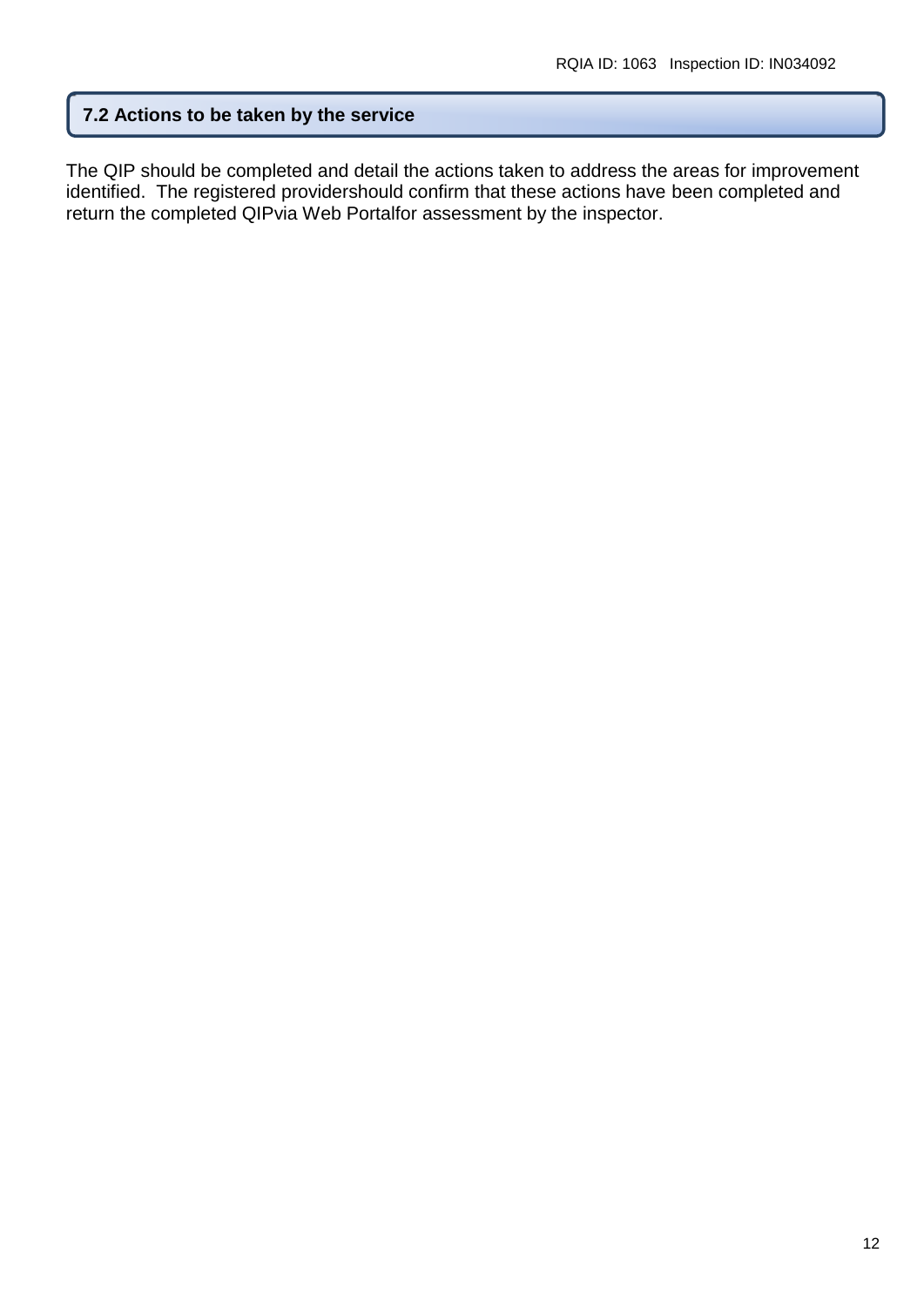## 7.2 Actions to be taken by the service

The QIP should be completed and detail the actions taken to address the areas for improvement identified. The registered providershould confirm that these actions have been completed and return the completed QIPvia Web Portalfor assessment by the inspector.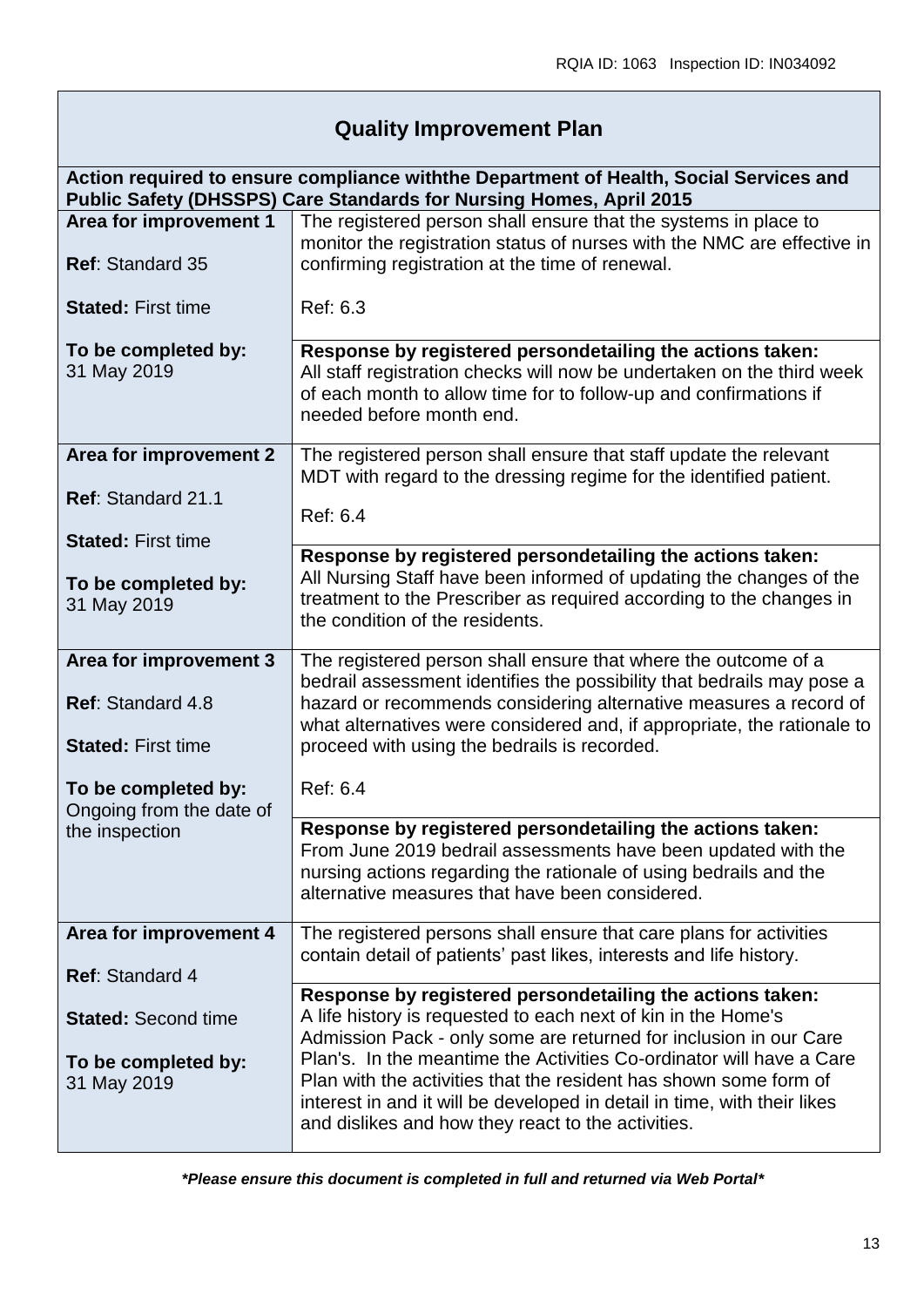## Quality Improvement Plan

**Action required to ensure compliance withthe Department of Health, Social Services and Public Safety (DHSSPS) Care Standards for Nursing Homes, April 2015**

| | |
|---|---|
| **Area for improvement 1**<br><br>**Ref**: Standard 35<br><br>**Stated:** First time<br><br>**To be completed by:** 31 May 2019 | The registered person shall ensure that the systems in place to monitor the registration status of nurses with the NMC are effective in confirming registration at the time of renewal.<br><br>Ref: 6.3<br><br>**Response by registered persondetailing the actions taken:**<br>All staff registration checks will now be undertaken on the third week of each month to allow time for follow-up and confirmations if needed before month end. |
| **Area for improvement 2**<br><br>**Ref**: Standard 21.1<br><br>**Stated:** First time<br><br>**To be completed by:** 31 May 2019 | The registered person shall ensure that staff update the relevant MDT with regard to the dressing regime for the identified patient.<br><br>Ref: 6.4<br><br>**Response by registered persondetailing the actions taken:**<br>All Nursing Staff have been informed of updating the changes of the treatment to the Prescriber as required according to the changes in the condition of the residents. |
| **Area for improvement 3**<br><br>**Ref**: Standard 4.8<br><br>**Stated:** First time<br><br>**To be completed by:** Ongoing from the date of the inspection | The registered person shall ensure that where the outcome of a bedrail assessment identifies the possibility that bedrails may pose a hazard or recommends considering alternative measures a record of what alternatives were considered and, if appropriate, the rationale to proceed with using the bedrails is recorded.<br><br>Ref: 6.4<br><br>**Response by registered persondetailing the actions taken:**<br>From June 2019 bedrail assessments have been updated with the nursing actions regarding the rationale of using bedrails and the alternative measures that have been considered. |
| **Area for improvement 4**<br><br>**Ref**: Standard 4<br><br>**Stated:** Second time<br><br>**To be completed by:** 31 May 2019 | The registered persons shall ensure that care plans for activities contain detail of patients' past likes, interests and life history.<br><br>**Response by registered persondetailing the actions taken:**<br>A life history is requested to each next of kin in the Home's Admission Pack - only some are returned for inclusion in our Care Plan's. In the meantime the Activities Co-ordinator will have a Care Plan with the activities that the resident has shown some form of interest in and it will be developed in detail in time, with their likes and dislikes and how they react to the activities. |

***Please ensure this document is completed in full and returned via Web Portal***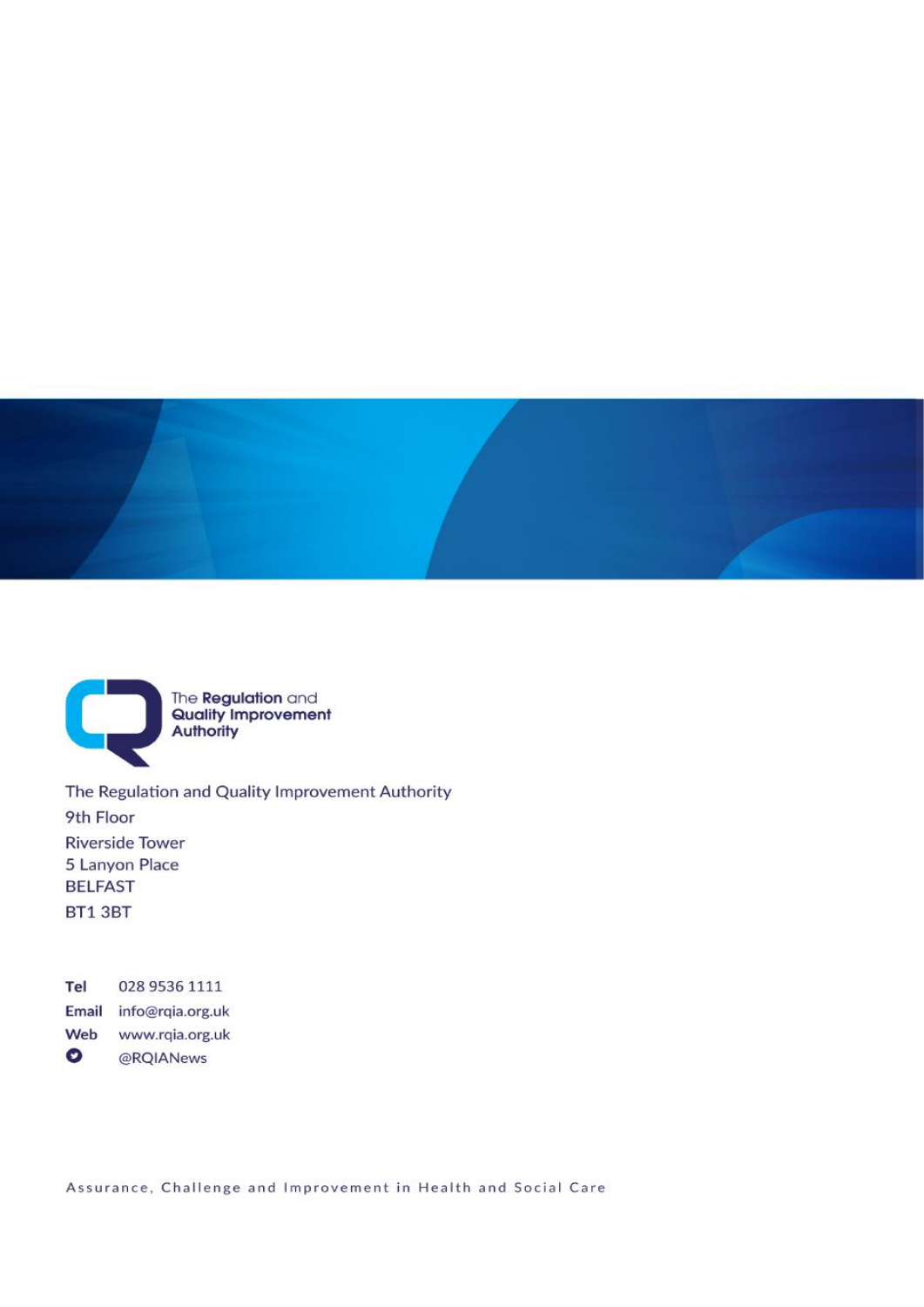The Regulation and Quality Improvement Authority

The Regulation and Quality Improvement Authority
9th Floor
Riverside Tower
5 Lanyon Place
BELFAST
BT1 3BT

**Tel** 028 9536 1111
**Email** info@rqia.org.uk
**Web** www.rqia.org.uk
@RQIANews

Assurance, Challenge and Improvement in Health and Social Care